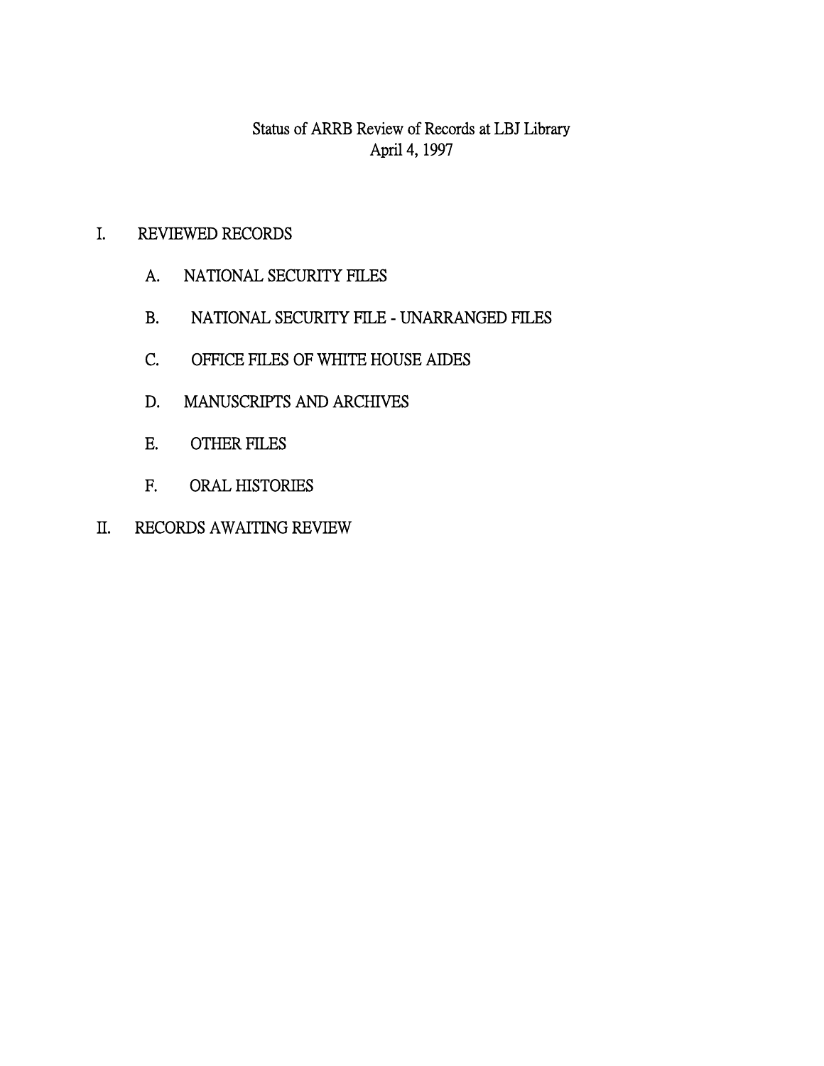# Status of ARRB Review of Records at LBJ Library
April 4, 1997

I. REVIEWED RECORDS

   A. NATIONAL SECURITY FILES

   B. NATIONAL SECURITY FILE - UNARRANGED FILES

   C. OFFICE FILES OF WHITE HOUSE AIDES

   D. MANUSCRIPTS AND ARCHIVES

   E. OTHER FILES

   F. ORAL HISTORIES

II. RECORDS AWAITING REVIEW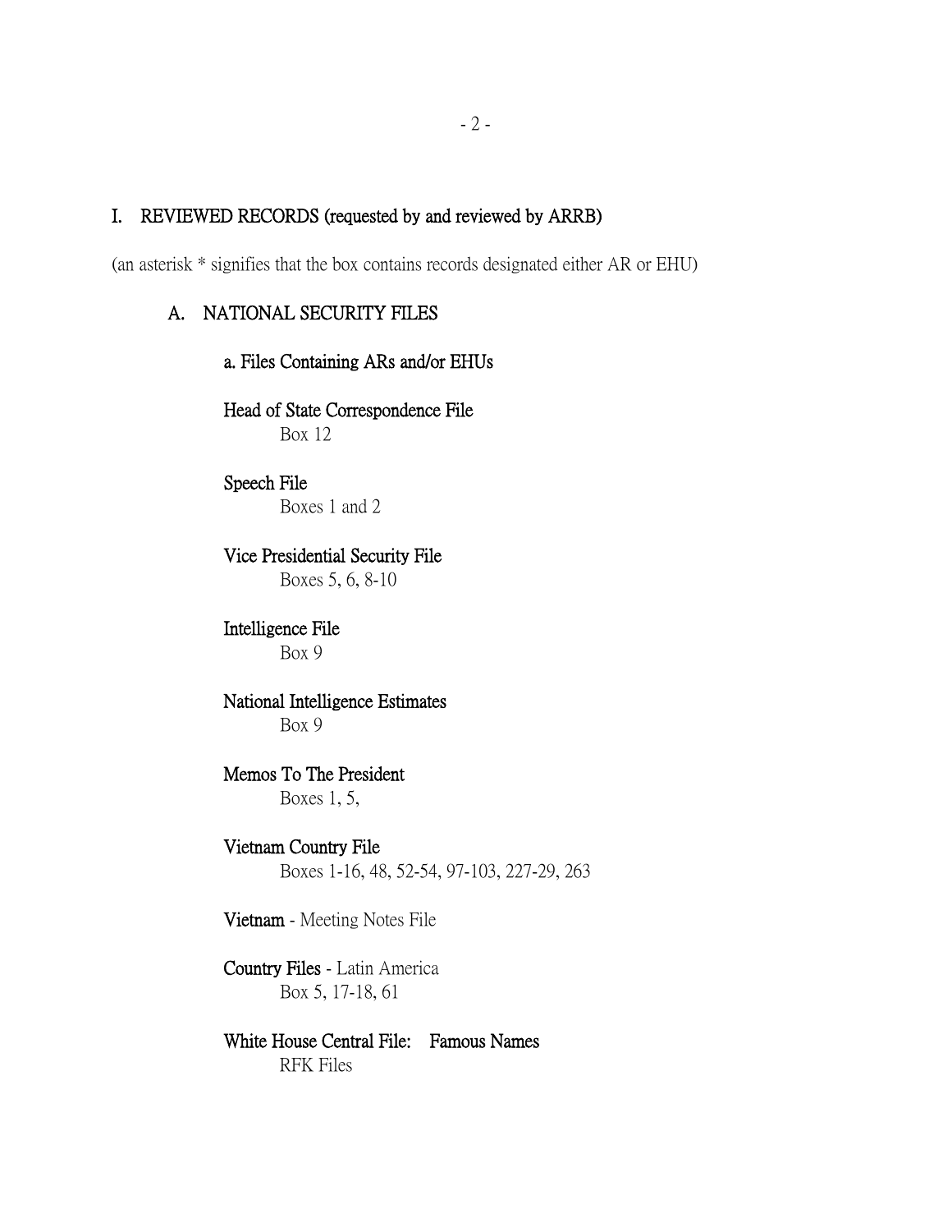## I. REVIEWED RECORDS (requested by and reviewed by ARRB)

(an asterisk * signifies that the box contains records designated either AR or EHU)

### A. NATIONAL SECURITY FILES

**a. Files Containing ARs and/or EHUs**

**Head of State Correspondence File**
Box 12

**Speech File**
Boxes 1 and 2

**Vice Presidential Security File**
Boxes 5, 6, 8-10

**Intelligence File**
Box 9

**National Intelligence Estimates**
Box 9

**Memos To The President**
Boxes 1, 5,

**Vietnam Country File**
Boxes 1-16, 48, 52-54, 97-103, 227-29, 263

**Vietnam** - Meeting Notes File

**Country Files** - Latin America
Box 5, 17-18, 61

**White House Central File: Famous Names**
RFK Files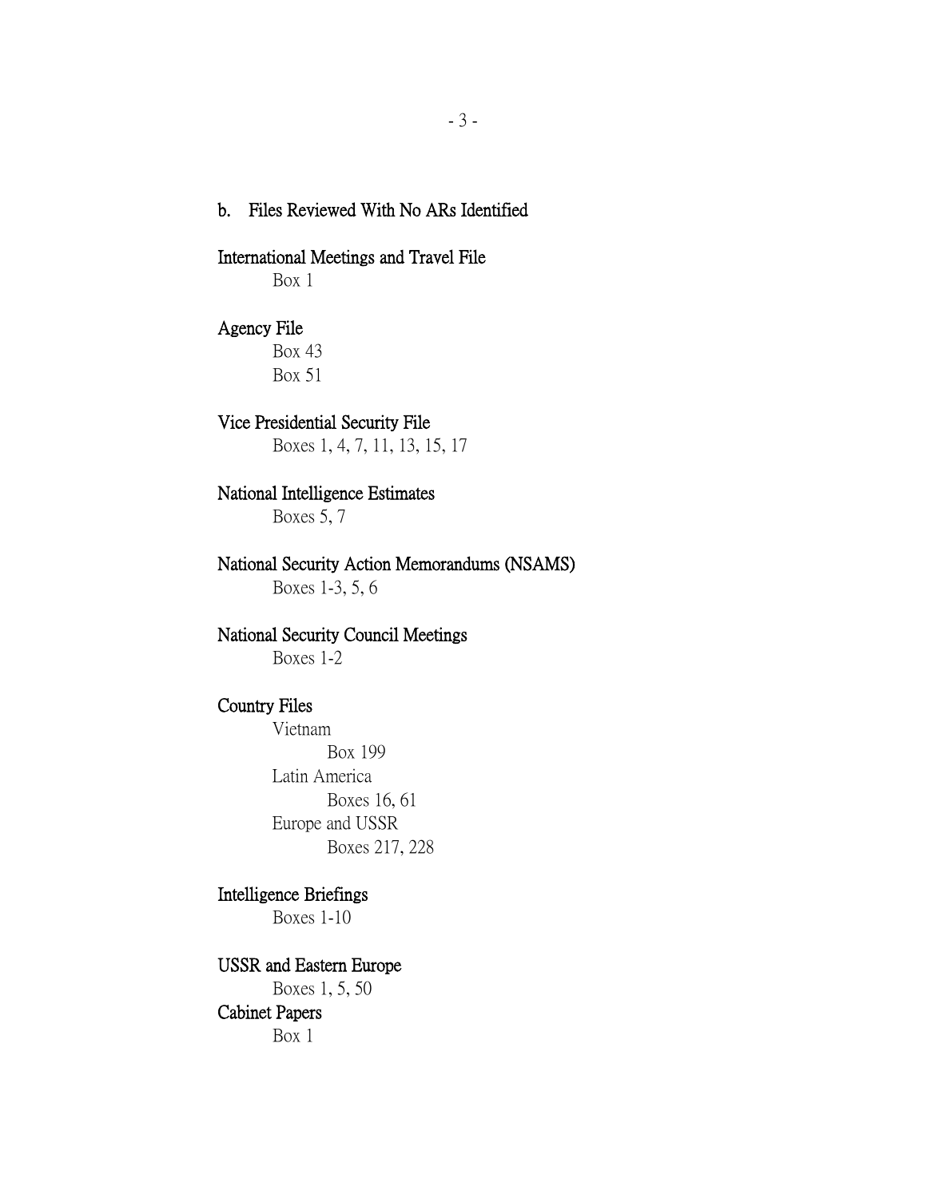b. Files Reviewed With No ARs Identified

International Meetings and Travel File
Box 1

Agency File
Box 43
Box 51

Vice Presidential Security File
Boxes 1, 4, 7, 11, 13, 15, 17

National Intelligence Estimates
Boxes 5, 7

National Security Action Memorandums (NSAMS)
Boxes 1-3, 5, 6

National Security Council Meetings
Boxes 1-2

Country Files
- Vietnam
  - Box 199
- Latin America
  - Boxes 16, 61
- Europe and USSR
  - Boxes 217, 228

Intelligence Briefings
Boxes 1-10

USSR and Eastern Europe
Boxes 1, 5, 50

Cabinet Papers
Box 1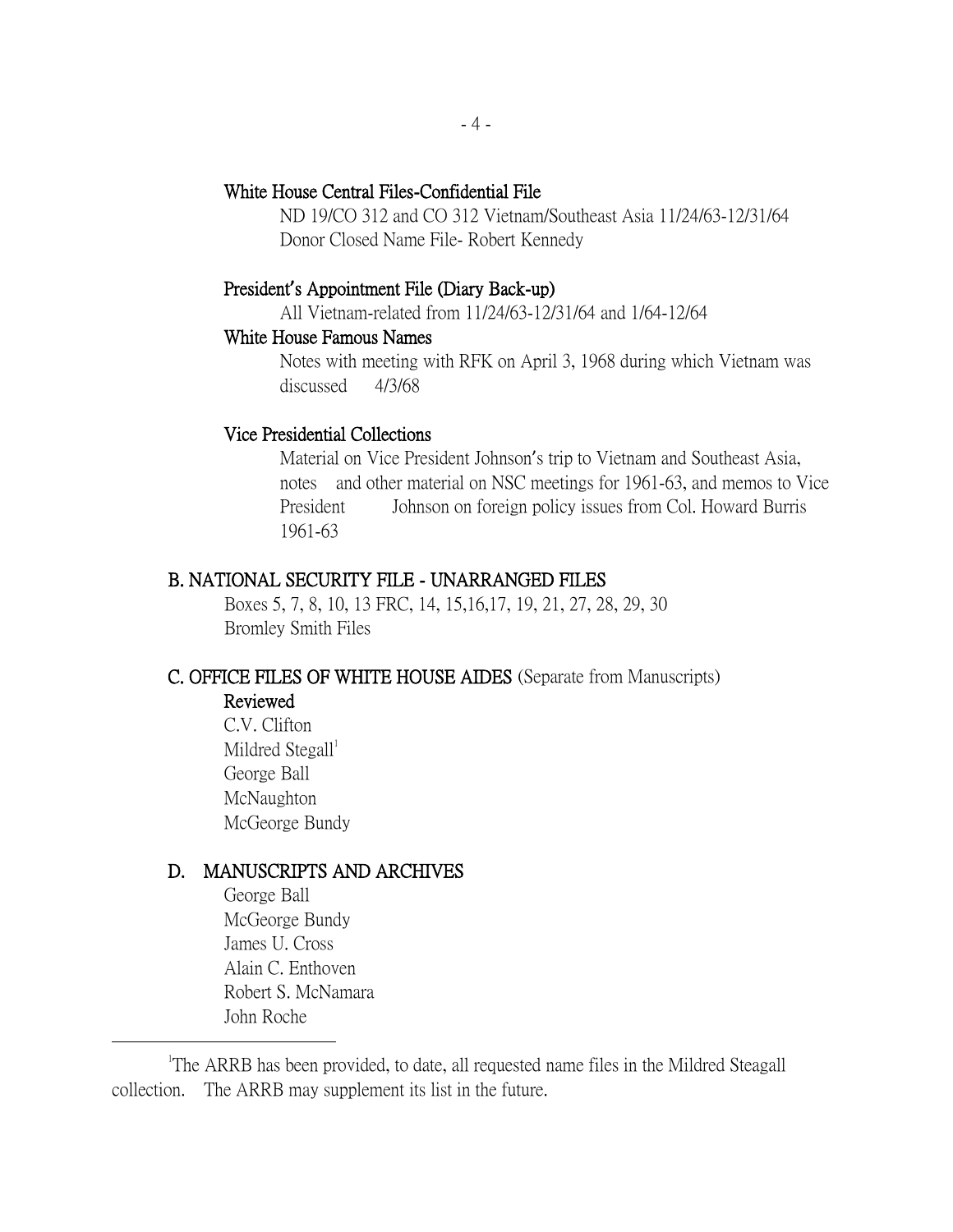**White House Central Files-Confidential File**

ND 19/CO 312 and CO 312 Vietnam/Southeast Asia 11/24/63-12/31/64
Donor Closed Name File- Robert Kennedy

**President's Appointment File (Diary Back-up)**

All Vietnam-related from 11/24/63-12/31/64 and 1/64-12/64

**White House Famous Names**

Notes with meeting with RFK on April 3, 1968 during which Vietnam was discussed 4/3/68

**Vice Presidential Collections**

Material on Vice President Johnson's trip to Vietnam and Southeast Asia, notes and other material on NSC meetings for 1961-63, and memos to Vice President Johnson on foreign policy issues from Col. Howard Burris 1961-63

**B. NATIONAL SECURITY FILE - UNARRANGED FILES**

Boxes 5, 7, 8, 10, 13 FRC, 14, 15,16,17, 19, 21, 27, 28, 29, 30
Bromley Smith Files

**C. OFFICE FILES OF WHITE HOUSE AIDES** (Separate from Manuscripts)

**Reviewed**

C.V. Clifton
Mildred Stegall[1]
George Ball
McNaughton
McGeorge Bundy

**D. MANUSCRIPTS AND ARCHIVES**

George Ball
McGeorge Bundy
James U. Cross
Alain C. Enthoven
Robert S. McNamara
John Roche

---

[1]The ARRB has been provided, to date, all requested name files in the Mildred Steagall collection. The ARRB may supplement its list in the future.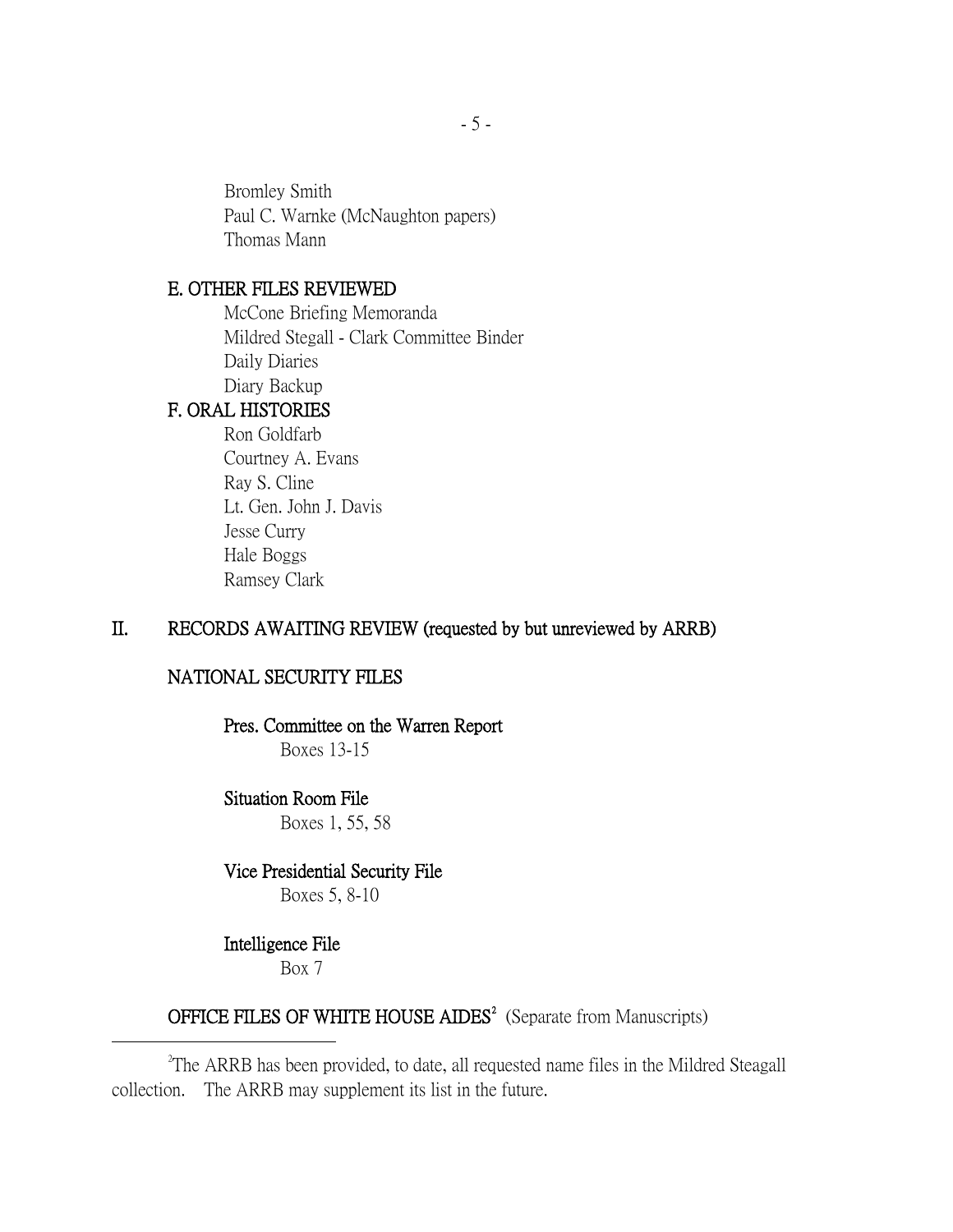Bromley Smith
Paul C. Warnke (McNaughton papers)
Thomas Mann

### E. OTHER FILES REVIEWED

McCone Briefing Memoranda
Mildred Stegall - Clark Committee Binder
Daily Diaries
Diary Backup

### F. ORAL HISTORIES

Ron Goldfarb
Courtney A. Evans
Ray S. Cline
Lt. Gen. John J. Davis
Jesse Curry
Hale Boggs
Ramsey Clark

## II. RECORDS AWAITING REVIEW (requested by but unreviewed by ARRB)

### NATIONAL SECURITY FILES

**Pres. Committee on the Warren Report**
Boxes 13-15

**Situation Room File**
Boxes 1, 55, 58

**Vice Presidential Security File**
Boxes 5, 8-10

**Intelligence File**
Box 7

### OFFICE FILES OF WHITE HOUSE AIDES[2] (Separate from Manuscripts)

---

[2] The ARRB has been provided, to date, all requested name files in the Mildred Steagall collection. The ARRB may supplement its list in the future.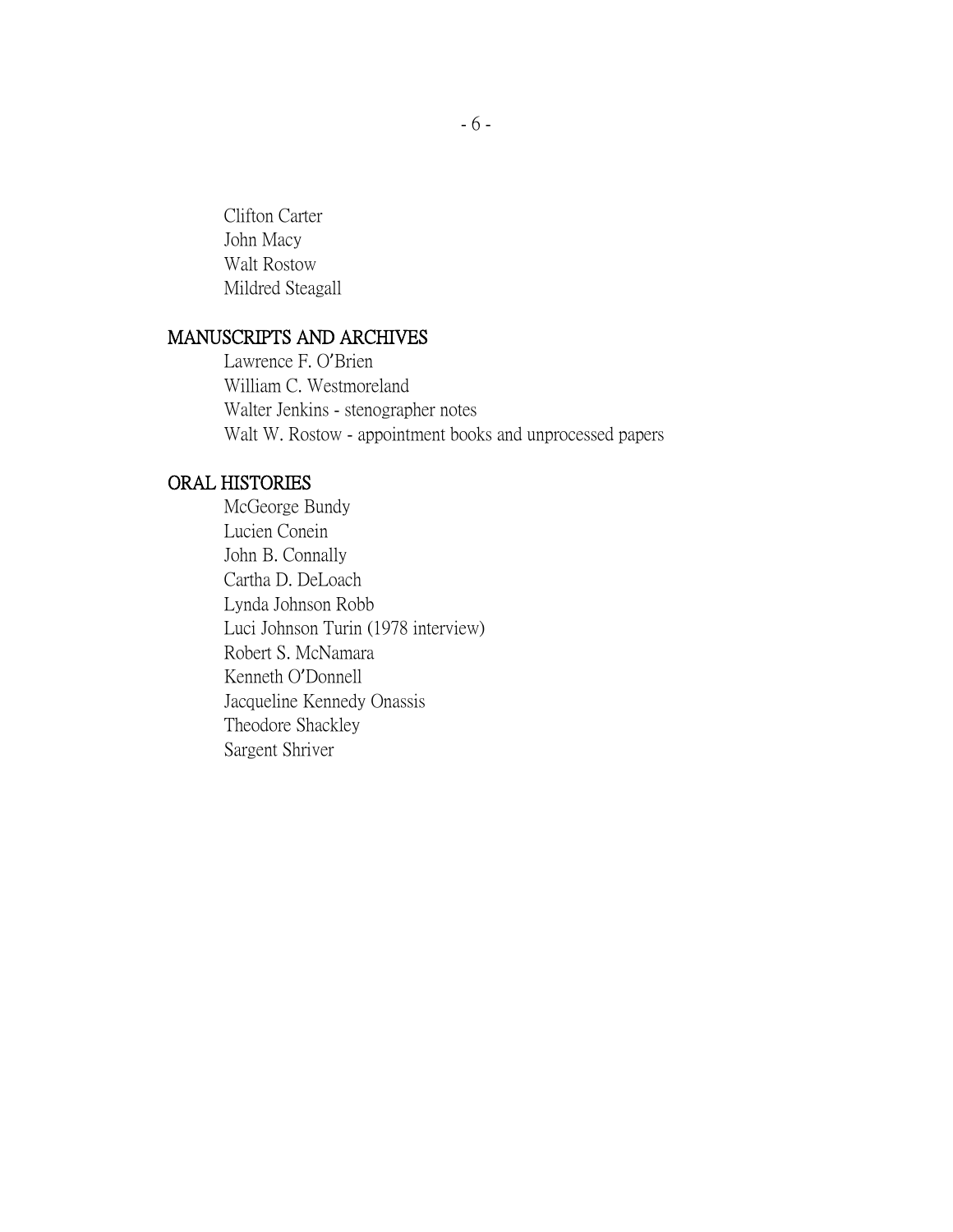Clifton Carter
John Macy
Walt Rostow
Mildred Steagall

## MANUSCRIPTS AND ARCHIVES

Lawrence F. O'Brien
William C. Westmoreland
Walter Jenkins - stenographer notes
Walt W. Rostow - appointment books and unprocessed papers

## ORAL HISTORIES

McGeorge Bundy
Lucien Conein
John B. Connally
Cartha D. DeLoach
Lynda Johnson Robb
Luci Johnson Turin (1978 interview)
Robert S. McNamara
Kenneth O'Donnell
Jacqueline Kennedy Onassis
Theodore Shackley
Sargent Shriver